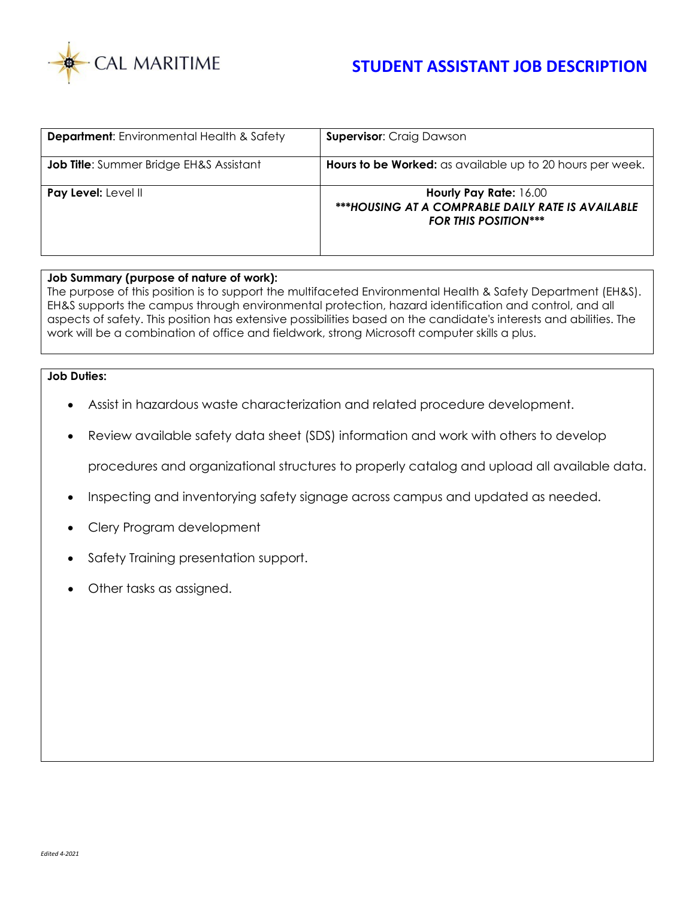CAL MARITIME

# STUDENT ASSISTANT JOB DESCRIPTION

| **Department**: Environmental Health & Safety | **Supervisor**: Craig Dawson |
| --- | --- |
| **Job Title**: Summer Bridge EH&S Assistant | **Hours to be Worked:** as available up to 20 hours per week. |
| **Pay Level:** Level II | **Hourly Pay Rate:** 16.00<br>***\*\*\*HOUSING AT A COMPRABLE DAILY RATE IS AVAILABLE FOR THIS POSITION\*\*\**** |

**Job Summary (purpose of nature of work):**
The purpose of this position is to support the multifaceted Environmental Health & Safety Department (EH&S). EH&S supports the campus through environmental protection, hazard identification and control, and all aspects of safety. This position has extensive possibilities based on the candidate's interests and abilities. The work will be a combination of office and fieldwork, strong Microsoft computer skills a plus.

**Job Duties:**

- Assist in hazardous waste characterization and related procedure development.
- Review available safety data sheet (SDS) information and work with others to develop procedures and organizational structures to properly catalog and upload all available data.
- Inspecting and inventorying safety signage across campus and updated as needed.
- Clery Program development
- Safety Training presentation support.
- Other tasks as assigned.

*Edited 4-2021*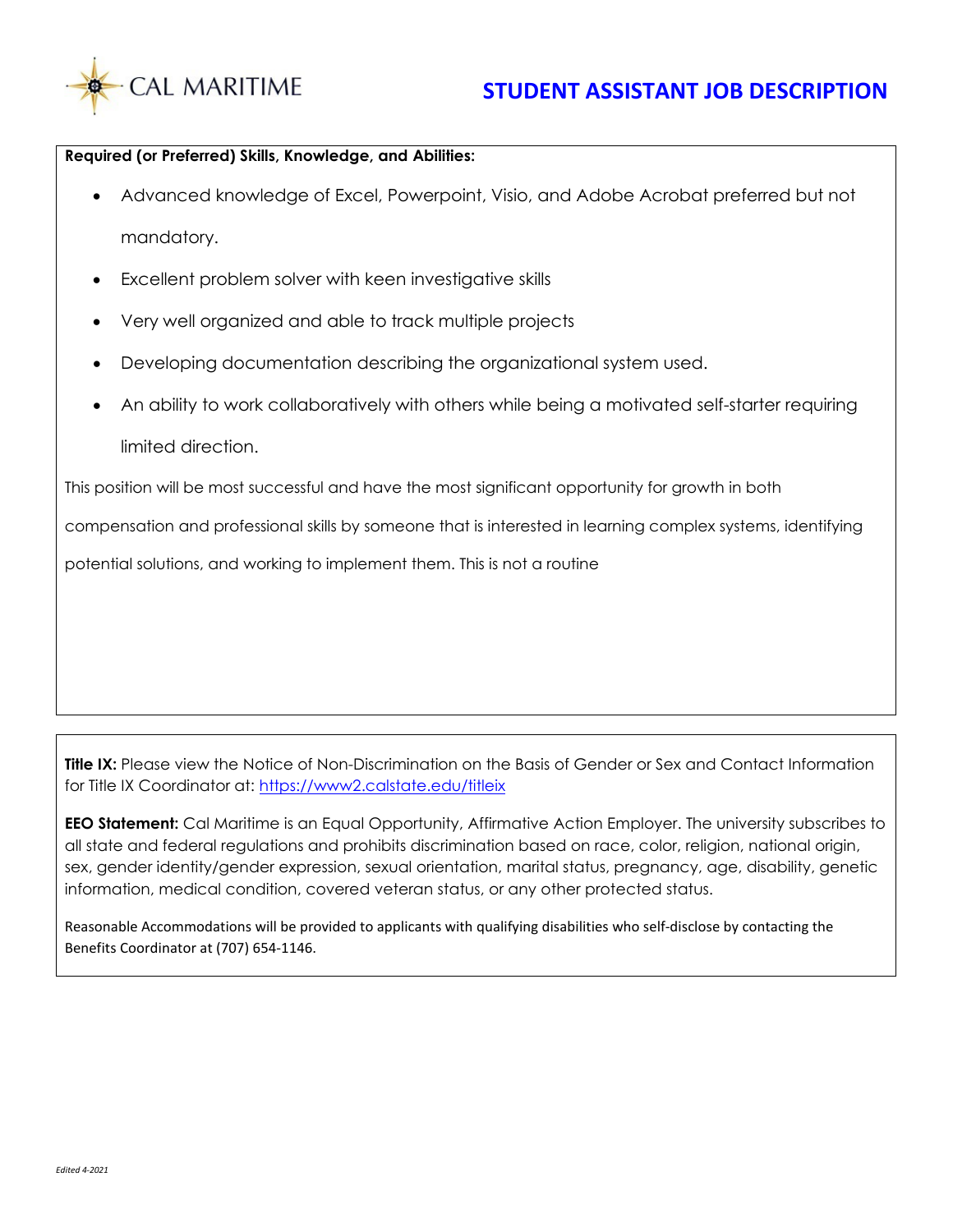**Required (or Preferred) Skills, Knowledge, and Abilities:**

- Advanced knowledge of Excel, Powerpoint, Visio, and Adobe Acrobat preferred but not mandatory.
- Excellent problem solver with keen investigative skills
- Very well organized and able to track multiple projects
- Developing documentation describing the organizational system used.
- An ability to work collaboratively with others while being a motivated self-starter requiring limited direction.

This position will be most successful and have the most significant opportunity for growth in both compensation and professional skills by someone that is interested in learning complex systems, identifying potential solutions, and working to implement them. This is not a routine

**Title IX:** Please view the Notice of Non-Discrimination on the Basis of Gender or Sex and Contact Information for Title IX Coordinator at: https://www2.calstate.edu/titleix

**EEO Statement:** Cal Maritime is an Equal Opportunity, Affirmative Action Employer. The university subscribes to all state and federal regulations and prohibits discrimination based on race, color, religion, national origin, sex, gender identity/gender expression, sexual orientation, marital status, pregnancy, age, disability, genetic information, medical condition, covered veteran status, or any other protected status.

Reasonable Accommodations will be provided to applicants with qualifying disabilities who self-disclose by contacting the Benefits Coordinator at (707) 654-1146.

*Edited 4-2021*